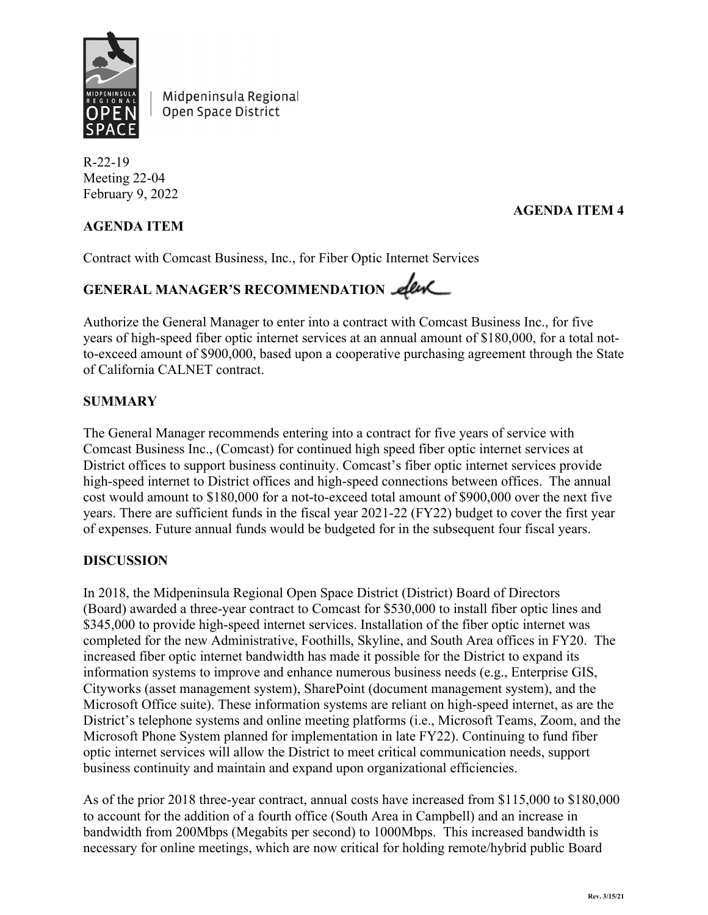Midpeninsula Regional Open Space District

R-22-19
Meeting 22-04
February 9, 2022

**AGENDA ITEM 4**

**AGENDA ITEM**

Contract with Comcast Business, Inc., for Fiber Optic Internet Services

**GENERAL MANAGER'S RECOMMENDATION**

Authorize the General Manager to enter into a contract with Comcast Business Inc., for five years of high-speed fiber optic internet services at an annual amount of $180,000, for a total not-to-exceed amount of $900,000, based upon a cooperative purchasing agreement through the State of California CALNET contract.

**SUMMARY**

The General Manager recommends entering into a contract for five years of service with Comcast Business Inc., (Comcast) for continued high speed fiber optic internet services at District offices to support business continuity. Comcast's fiber optic internet services provide high-speed internet to District offices and high-speed connections between offices. The annual cost would amount to $180,000 for a not-to-exceed total amount of $900,000 over the next five years. There are sufficient funds in the fiscal year 2021-22 (FY22) budget to cover the first year of expenses. Future annual funds would be budgeted for in the subsequent four fiscal years.

**DISCUSSION**

In 2018, the Midpeninsula Regional Open Space District (District) Board of Directors (Board) awarded a three-year contract to Comcast for $530,000 to install fiber optic lines and $345,000 to provide high-speed internet services. Installation of the fiber optic internet was completed for the new Administrative, Foothills, Skyline, and South Area offices in FY20. The increased fiber optic internet bandwidth has made it possible for the District to expand its information systems to improve and enhance numerous business needs (e.g., Enterprise GIS, Cityworks (asset management system), SharePoint (document management system), and the Microsoft Office suite). These information systems are reliant on high-speed internet, as are the District's telephone systems and online meeting platforms (i.e., Microsoft Teams, Zoom, and the Microsoft Phone System planned for implementation in late FY22). Continuing to fund fiber optic internet services will allow the District to meet critical communication needs, support business continuity and maintain and expand upon organizational efficiencies.

As of the prior 2018 three-year contract, annual costs have increased from $115,000 to $180,000 to account for the addition of a fourth office (South Area in Campbell) and an increase in bandwidth from 200Mbps (Megabits per second) to 1000Mbps. This increased bandwidth is necessary for online meetings, which are now critical for holding remote/hybrid public Board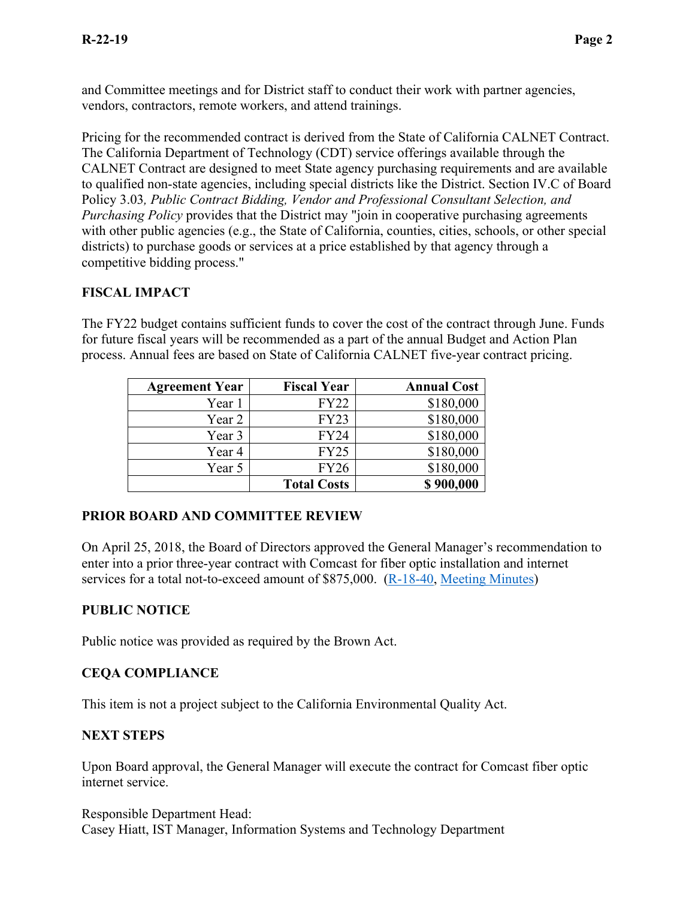and Committee meetings and for District staff to conduct their work with partner agencies, vendors, contractors, remote workers, and attend trainings.

Pricing for the recommended contract is derived from the State of California CALNET Contract. The California Department of Technology (CDT) service offerings available through the CALNET Contract are designed to meet State agency purchasing requirements and are available to qualified non-state agencies, including special districts like the District. Section IV.C of Board Policy 3.03*, Public Contract Bidding, Vendor and Professional Consultant Selection, and Purchasing Policy* provides that the District may "join in cooperative purchasing agreements with other public agencies (e.g., the State of California, counties, cities, schools, or other special districts) to purchase goods or services at a price established by that agency through a competitive bidding process."

## FISCAL IMPACT

The FY22 budget contains sufficient funds to cover the cost of the contract through June. Funds for future fiscal years will be recommended as a part of the annual Budget and Action Plan process. Annual fees are based on State of California CALNET five-year contract pricing.

| Agreement Year | Fiscal Year | Annual Cost |
|---:|---:|---:|
| Year 1 | FY22 | $180,000 |
| Year 2 | FY23 | $180,000 |
| Year 3 | FY24 | $180,000 |
| Year 4 | FY25 | $180,000 |
| Year 5 | FY26 | $180,000 |
| | **Total Costs** | **$ 900,000** |

## PRIOR BOARD AND COMMITTEE REVIEW

On April 25, 2018, the Board of Directors approved the General Manager's recommendation to enter into a prior three-year contract with Comcast for fiber optic installation and internet services for a total not-to-exceed amount of $875,000. (R-18-40, Meeting Minutes)

## PUBLIC NOTICE

Public notice was provided as required by the Brown Act.

## CEQA COMPLIANCE

This item is not a project subject to the California Environmental Quality Act.

## NEXT STEPS

Upon Board approval, the General Manager will execute the contract for Comcast fiber optic internet service.

Responsible Department Head:
Casey Hiatt, IST Manager, Information Systems and Technology Department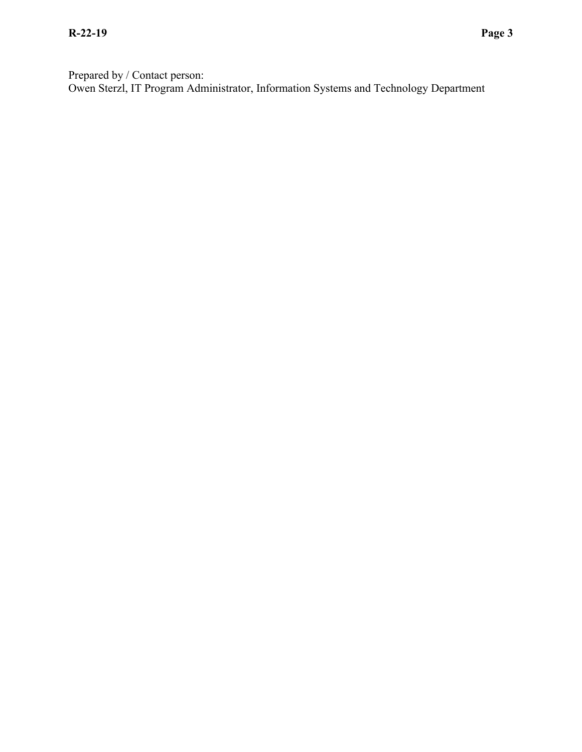Prepared by / Contact person:
Owen Sterzl, IT Program Administrator, Information Systems and Technology Department